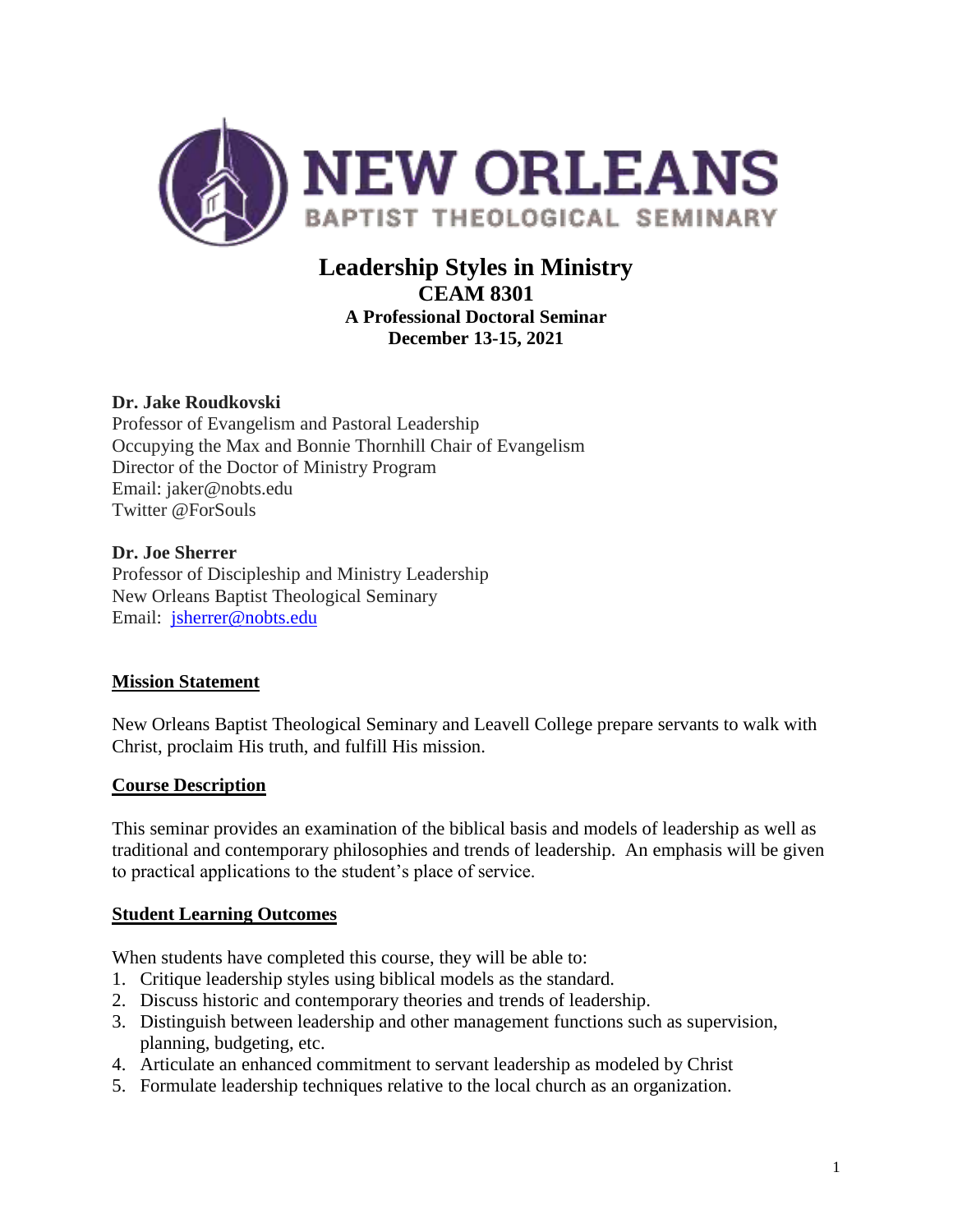# Leadership Styles in Ministry

## CEAM 8301

### A Professional Doctoral Seminar

### December 13-15, 2021

**Dr. Jake Roudkovski**
Professor of Evangelism and Pastoral Leadership
Occupying the Max and Bonnie Thornhill Chair of Evangelism
Director of the Doctor of Ministry Program
Email: jaker@nobts.edu
Twitter @ForSouls

**Dr. Joe Sherrer**
Professor of Discipleship and Ministry Leadership
New Orleans Baptist Theological Seminary
Email: jsherrer@nobts.edu

## Mission Statement

New Orleans Baptist Theological Seminary and Leavell College prepare servants to walk with Christ, proclaim His truth, and fulfill His mission.

## Course Description

This seminar provides an examination of the biblical basis and models of leadership as well as traditional and contemporary philosophies and trends of leadership. An emphasis will be given to practical applications to the student's place of service.

## Student Learning Outcomes

When students have completed this course, they will be able to:

1. Critique leadership styles using biblical models as the standard.
2. Discuss historic and contemporary theories and trends of leadership.
3. Distinguish between leadership and other management functions such as supervision, planning, budgeting, etc.
4. Articulate an enhanced commitment to servant leadership as modeled by Christ
5. Formulate leadership techniques relative to the local church as an organization.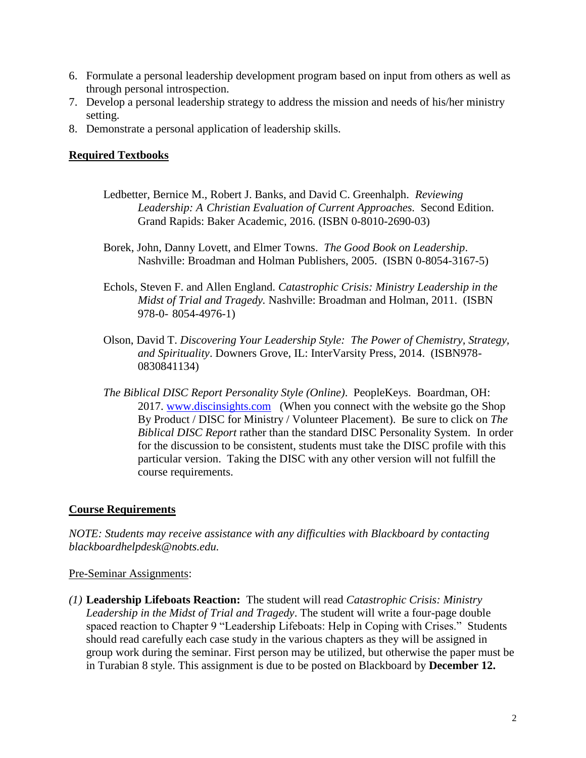6. Formulate a personal leadership development program based on input from others as well as through personal introspection.
7. Develop a personal leadership strategy to address the mission and needs of his/her ministry setting.
8. Demonstrate a personal application of leadership skills.

## **Required Textbooks**

Ledbetter, Bernice M., Robert J. Banks, and David C. Greenhalph. *Reviewing Leadership: A Christian Evaluation of Current Approaches.* Second Edition. Grand Rapids: Baker Academic, 2016. (ISBN 0-8010-2690-03)

Borek, John, Danny Lovett, and Elmer Towns. *The Good Book on Leadership*. Nashville: Broadman and Holman Publishers, 2005. (ISBN 0-8054-3167-5)

Echols, Steven F. and Allen England. *Catastrophic Crisis: Ministry Leadership in the Midst of Trial and Tragedy.* Nashville: Broadman and Holman, 2011. (ISBN 978-0- 8054-4976-1)

Olson, David T. *Discovering Your Leadership Style: The Power of Chemistry, Strategy, and Spirituality*. Downers Grove, IL: InterVarsity Press, 2014. (ISBN978-0830841134)

*The Biblical DISC Report Personality Style (Online)*. PeopleKeys. Boardman, OH: 2017. www.discinsights.com (When you connect with the website go the Shop By Product / DISC for Ministry / Volunteer Placement). Be sure to click on *The Biblical DISC Report* rather than the standard DISC Personality System. In order for the discussion to be consistent, students must take the DISC profile with this particular version. Taking the DISC with any other version will not fulfill the course requirements.

## **Course Requirements**

*NOTE: Students may receive assistance with any difficulties with Blackboard by contacting blackboardhelpdesk@nobts.edu.*

Pre-Seminar Assignments:

*(1)* **Leadership Lifeboats Reaction:** The student will read *Catastrophic Crisis: Ministry Leadership in the Midst of Trial and Tragedy*. The student will write a four-page double spaced reaction to Chapter 9 "Leadership Lifeboats: Help in Coping with Crises." Students should read carefully each case study in the various chapters as they will be assigned in group work during the seminar. First person may be utilized, but otherwise the paper must be in Turabian 8 style. This assignment is due to be posted on Blackboard by **December 12.**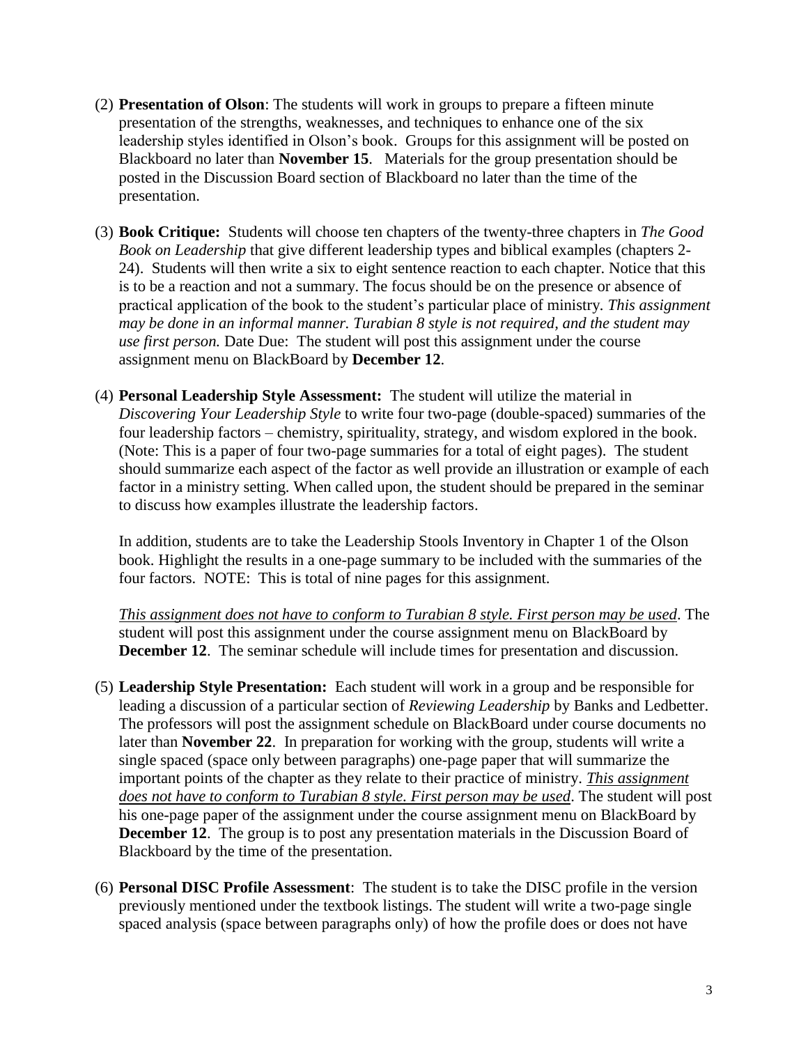(2) **Presentation of Olson**: The students will work in groups to prepare a fifteen minute presentation of the strengths, weaknesses, and techniques to enhance one of the six leadership styles identified in Olson's book. Groups for this assignment will be posted on Blackboard no later than **November 15**. Materials for the group presentation should be posted in the Discussion Board section of Blackboard no later than the time of the presentation.

(3) **Book Critique:** Students will choose ten chapters of the twenty-three chapters in *The Good Book on Leadership* that give different leadership types and biblical examples (chapters 2-24). Students will then write a six to eight sentence reaction to each chapter. Notice that this is to be a reaction and not a summary. The focus should be on the presence or absence of practical application of the book to the student's particular place of ministry. *This assignment may be done in an informal manner. Turabian 8 style is not required, and the student may use first person.* Date Due: The student will post this assignment under the course assignment menu on BlackBoard by **December 12**.

(4) **Personal Leadership Style Assessment:** The student will utilize the material in *Discovering Your Leadership Style* to write four two-page (double-spaced) summaries of the four leadership factors – chemistry, spirituality, strategy, and wisdom explored in the book. (Note: This is a paper of four two-page summaries for a total of eight pages). The student should summarize each aspect of the factor as well provide an illustration or example of each factor in a ministry setting. When called upon, the student should be prepared in the seminar to discuss how examples illustrate the leadership factors.

In addition, students are to take the Leadership Stools Inventory in Chapter 1 of the Olson book. Highlight the results in a one-page summary to be included with the summaries of the four factors. NOTE: This is total of nine pages for this assignment.

*This assignment does not have to conform to Turabian 8 style. First person may be used*. The student will post this assignment under the course assignment menu on BlackBoard by **December 12**. The seminar schedule will include times for presentation and discussion.

(5) **Leadership Style Presentation:** Each student will work in a group and be responsible for leading a discussion of a particular section of *Reviewing Leadership* by Banks and Ledbetter. The professors will post the assignment schedule on BlackBoard under course documents no later than **November 22**. In preparation for working with the group, students will write a single spaced (space only between paragraphs) one-page paper that will summarize the important points of the chapter as they relate to their practice of ministry. *This assignment does not have to conform to Turabian 8 style. First person may be used*. The student will post his one-page paper of the assignment under the course assignment menu on BlackBoard by **December 12**. The group is to post any presentation materials in the Discussion Board of Blackboard by the time of the presentation.

(6) **Personal DISC Profile Assessment**: The student is to take the DISC profile in the version previously mentioned under the textbook listings. The student will write a two-page single spaced analysis (space between paragraphs only) of how the profile does or does not have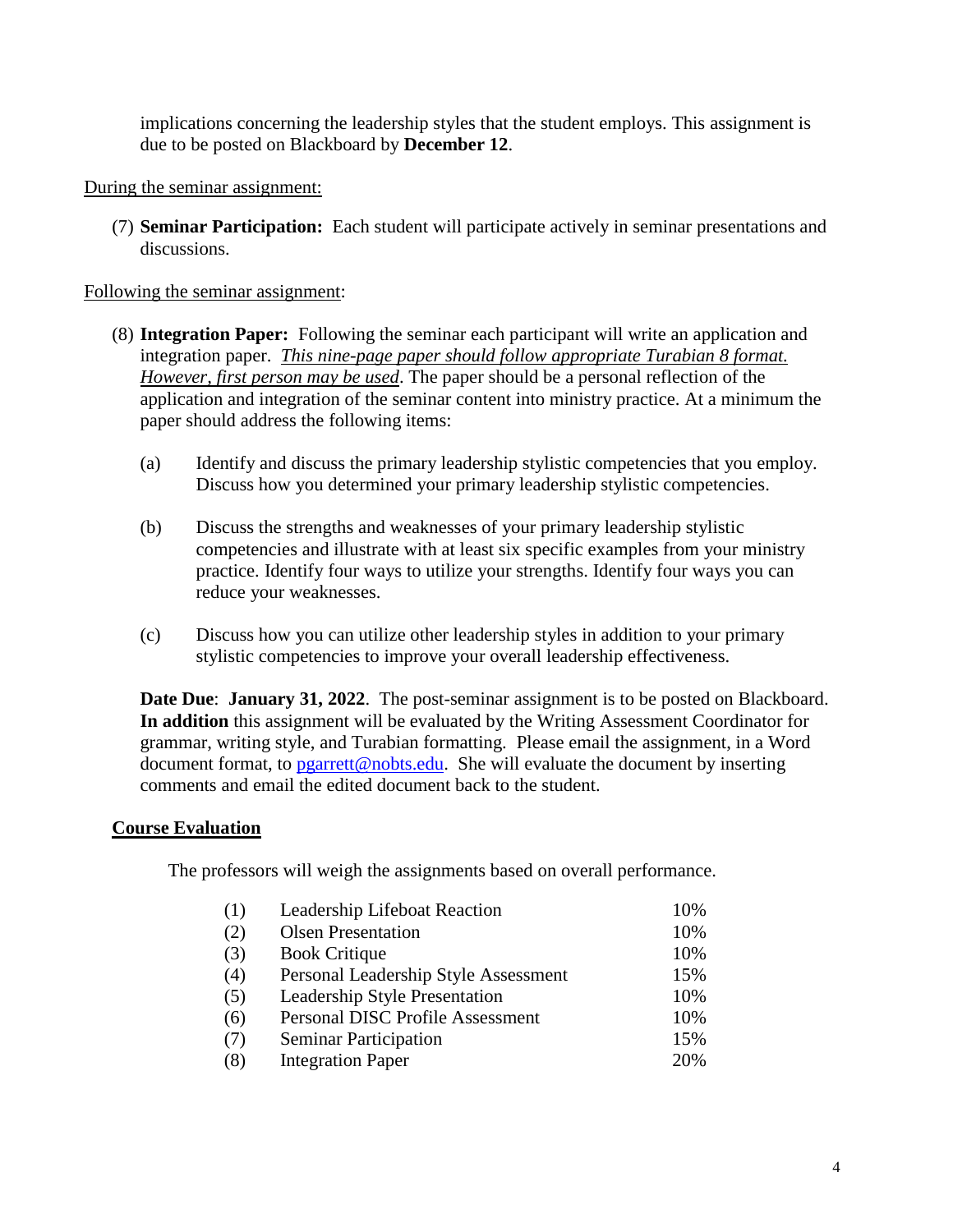implications concerning the leadership styles that the student employs. This assignment is due to be posted on Blackboard by **December 12**.

<u>During the seminar assignment:</u>

(7) **Seminar Participation:** Each student will participate actively in seminar presentations and discussions.

<u>Following the seminar assignment</u>:

(8) **Integration Paper:** Following the seminar each participant will write an application and integration paper. *<u>This nine-page paper should follow appropriate Turabian 8 format. However, first person may be used</u>*. The paper should be a personal reflection of the application and integration of the seminar content into ministry practice. At a minimum the paper should address the following items:

(a) Identify and discuss the primary leadership stylistic competencies that you employ. Discuss how you determined your primary leadership stylistic competencies.

(b) Discuss the strengths and weaknesses of your primary leadership stylistic competencies and illustrate with at least six specific examples from your ministry practice. Identify four ways to utilize your strengths. Identify four ways you can reduce your weaknesses.

(c) Discuss how you can utilize other leadership styles in addition to your primary stylistic competencies to improve your overall leadership effectiveness.

**Date Due**: **January 31, 2022**. The post-seminar assignment is to be posted on Blackboard. **In addition** this assignment will be evaluated by the Writing Assessment Coordinator for grammar, writing style, and Turabian formatting. Please email the assignment, in a Word document format, to pgarrett@nobts.edu. She will evaluate the document by inserting comments and email the edited document back to the student.

## Course Evaluation

The professors will weigh the assignments based on overall performance.

| | | |
|---|---|---|
| (1) | Leadership Lifeboat Reaction | 10% |
| (2) | Olsen Presentation | 10% |
| (3) | Book Critique | 10% |
| (4) | Personal Leadership Style Assessment | 15% |
| (5) | Leadership Style Presentation | 10% |
| (6) | Personal DISC Profile Assessment | 10% |
| (7) | Seminar Participation | 15% |
| (8) | Integration Paper | 20% |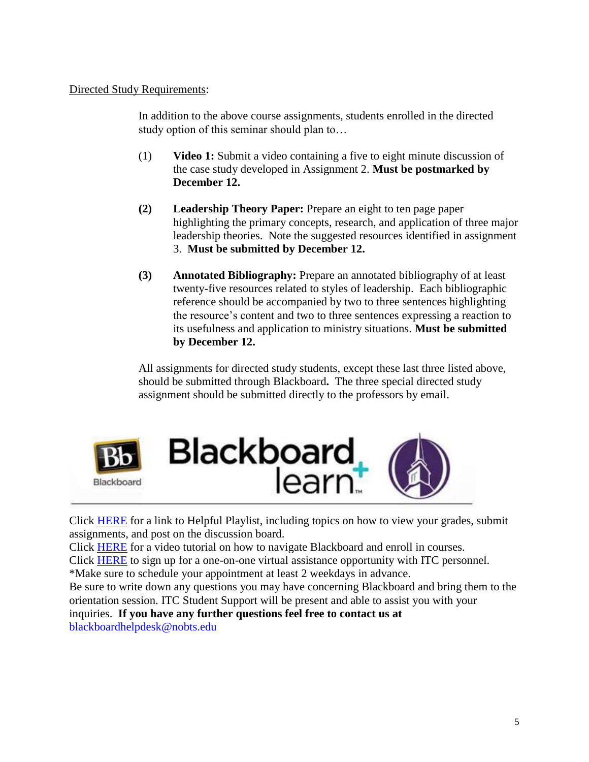Directed Study Requirements:

In addition to the above course assignments, students enrolled in the directed study option of this seminar should plan to…

(1) **Video 1:** Submit a video containing a five to eight minute discussion of the case study developed in Assignment 2. **Must be postmarked by December 12.**

**(2)** **Leadership Theory Paper:** Prepare an eight to ten page paper highlighting the primary concepts, research, and application of three major leadership theories. Note the suggested resources identified in assignment 3. **Must be submitted by December 12.**

**(3)** **Annotated Bibliography:** Prepare an annotated bibliography of at least twenty-five resources related to styles of leadership. Each bibliographic reference should be accompanied by two to three sentences highlighting the resource's content and two to three sentences expressing a reaction to its usefulness and application to ministry situations. **Must be submitted by December 12.**

All assignments for directed study students, except these last three listed above, should be submitted through Blackboard**.** The three special directed study assignment should be submitted directly to the professors by email.

Click HERE for a link to Helpful Playlist, including topics on how to view your grades, submit assignments, and post on the discussion board.
Click HERE for a video tutorial on how to navigate Blackboard and enroll in courses.
Click HERE to sign up for a one-on-one virtual assistance opportunity with ITC personnel.
*Make sure to schedule your appointment at least 2 weekdays in advance.
Be sure to write down any questions you may have concerning Blackboard and bring them to the orientation session. ITC Student Support will be present and able to assist you with your inquiries. **If you have any further questions feel free to contact us at** blackboardhelpdesk@nobts.edu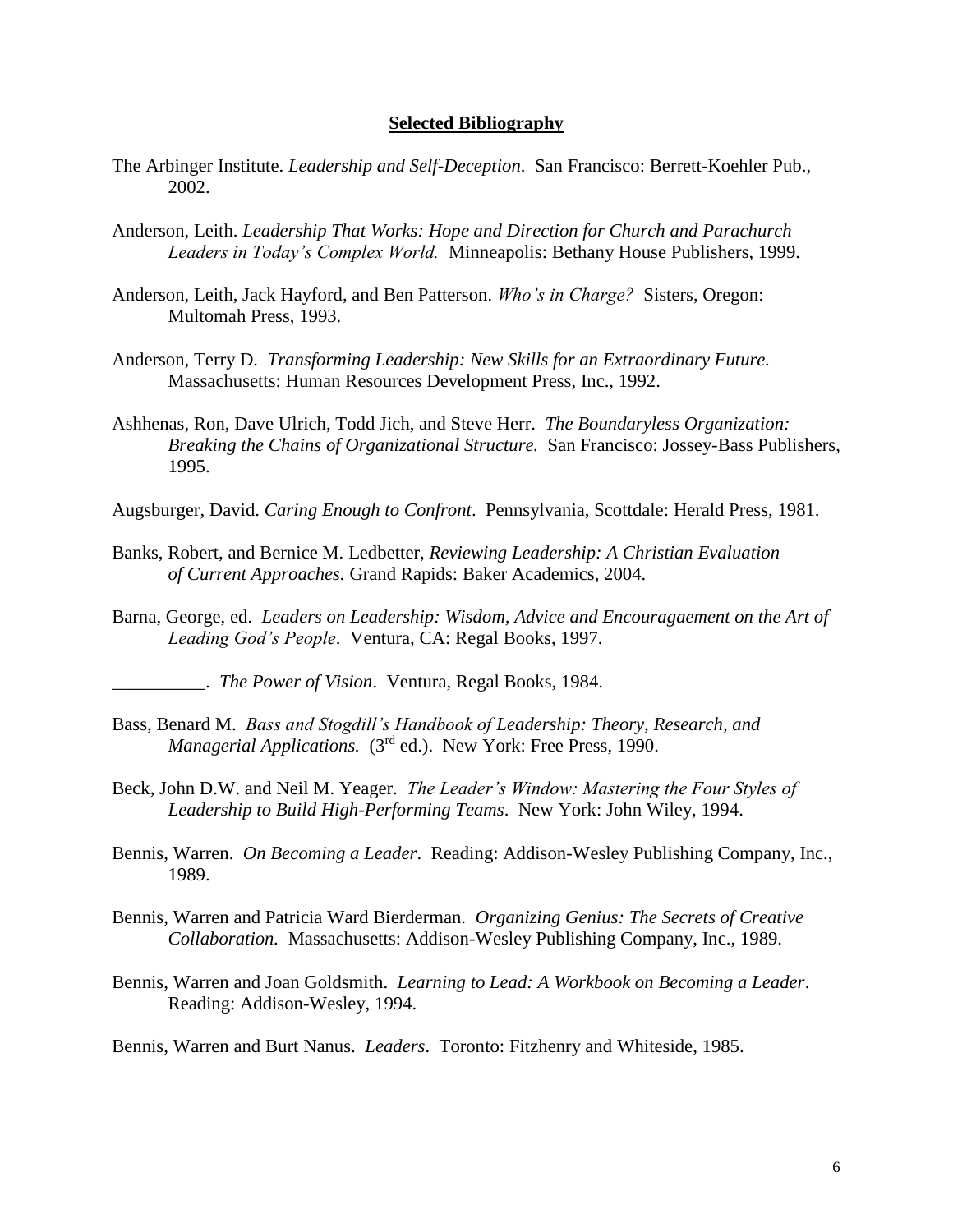## **Selected Bibliography**

The Arbinger Institute. *Leadership and Self-Deception*. San Francisco: Berrett-Koehler Pub., 2002.

Anderson, Leith. *Leadership That Works: Hope and Direction for Church and Parachurch Leaders in Today's Complex World.* Minneapolis: Bethany House Publishers, 1999.

Anderson, Leith, Jack Hayford, and Ben Patterson. *Who's in Charge?* Sisters, Oregon: Multomah Press, 1993.

Anderson, Terry D. *Transforming Leadership: New Skills for an Extraordinary Future.* Massachusetts: Human Resources Development Press, Inc., 1992.

Ashhenas, Ron, Dave Ulrich, Todd Jich, and Steve Herr. *The Boundaryless Organization: Breaking the Chains of Organizational Structure.* San Francisco: Jossey-Bass Publishers, 1995.

Augsburger, David. *Caring Enough to Confront*. Pennsylvania, Scottdale: Herald Press, 1981.

Banks, Robert, and Bernice M. Ledbetter, *Reviewing Leadership: A Christian Evaluation of Current Approaches.* Grand Rapids: Baker Academics, 2004.

Barna, George, ed. *Leaders on Leadership: Wisdom, Advice and Encouragaement on the Art of Leading God's People*. Ventura, CA: Regal Books, 1997.

__________. *The Power of Vision*. Ventura, Regal Books, 1984.

Bass, Benard M. *Bass and Stogdill's Handbook of Leadership: Theory, Research, and Managerial Applications.* (3rd ed.). New York: Free Press, 1990.

Beck, John D.W. and Neil M. Yeager. *The Leader's Window: Mastering the Four Styles of Leadership to Build High-Performing Teams*. New York: John Wiley, 1994.

Bennis, Warren. *On Becoming a Leader*. Reading: Addison-Wesley Publishing Company, Inc., 1989.

Bennis, Warren and Patricia Ward Bierderman. *Organizing Genius: The Secrets of Creative Collaboration.* Massachusetts: Addison-Wesley Publishing Company, Inc., 1989.

Bennis, Warren and Joan Goldsmith. *Learning to Lead: A Workbook on Becoming a Leader*. Reading: Addison-Wesley, 1994.

Bennis, Warren and Burt Nanus. *Leaders*. Toronto: Fitzhenry and Whiteside, 1985.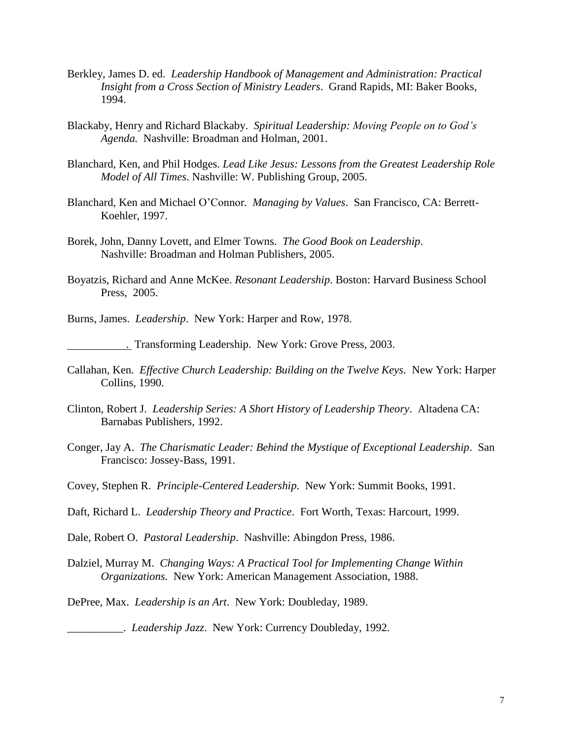Berkley, James D. ed. *Leadership Handbook of Management and Administration: Practical Insight from a Cross Section of Ministry Leaders*. Grand Rapids, MI: Baker Books, 1994.

Blackaby, Henry and Richard Blackaby. *Spiritual Leadership: Moving People on to God's Agenda.* Nashville: Broadman and Holman, 2001.

Blanchard, Ken, and Phil Hodges. *Lead Like Jesus: Lessons from the Greatest Leadership Role Model of All Times*. Nashville: W. Publishing Group, 2005.

Blanchard, Ken and Michael O'Connor. *Managing by Values*. San Francisco, CA: Berrett-Koehler, 1997.

Borek, John, Danny Lovett, and Elmer Towns. *The Good Book on Leadership*. Nashville: Broadman and Holman Publishers, 2005.

Boyatzis, Richard and Anne McKee. *Resonant Leadership*. Boston: Harvard Business School Press, 2005.

Burns, James. *Leadership*. New York: Harper and Row, 1978.

__________. Transforming Leadership. New York: Grove Press, 2003.

Callahan, Ken. *Effective Church Leadership: Building on the Twelve Keys*. New York: Harper Collins, 1990.

Clinton, Robert J. *Leadership Series: A Short History of Leadership Theory*. Altadena CA: Barnabas Publishers, 1992.

Conger, Jay A. *The Charismatic Leader: Behind the Mystique of Exceptional Leadership*. San Francisco: Jossey-Bass, 1991.

Covey, Stephen R. *Principle-Centered Leadership*. New York: Summit Books, 1991.

Daft, Richard L. *Leadership Theory and Practice*. Fort Worth, Texas: Harcourt, 1999.

Dale, Robert O. *Pastoral Leadership*. Nashville: Abingdon Press, 1986.

Dalziel, Murray M. *Changing Ways: A Practical Tool for Implementing Change Within Organizations.* New York: American Management Association, 1988.

DePree, Max. *Leadership is an Art*. New York: Doubleday, 1989.

__________. *Leadership Jazz*. New York: Currency Doubleday, 1992.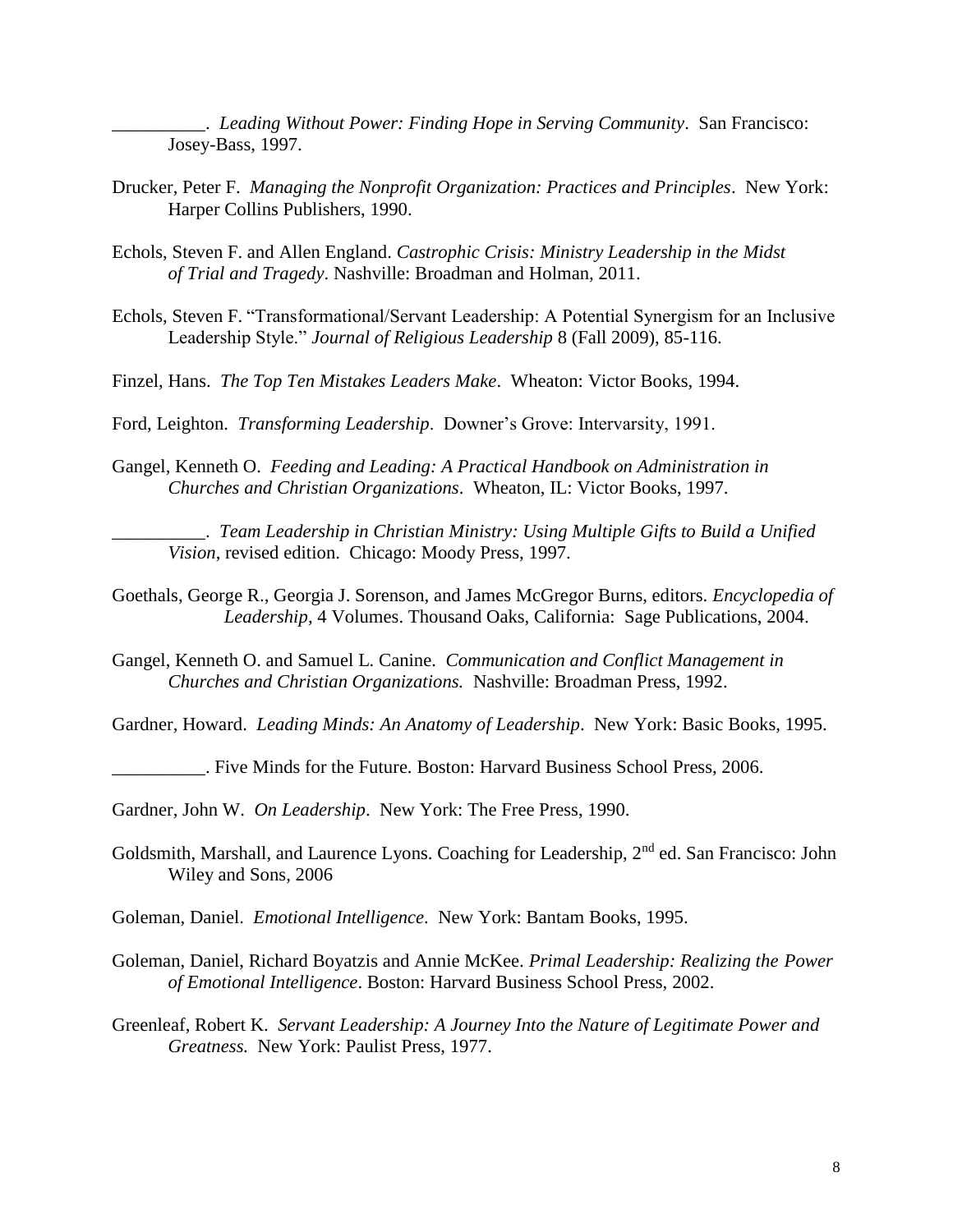__________. *Leading Without Power: Finding Hope in Serving Community*. San Francisco: Josey-Bass, 1997.

Drucker, Peter F. *Managing the Nonprofit Organization: Practices and Principles*. New York: Harper Collins Publishers, 1990.

Echols, Steven F. and Allen England. *Castrophic Crisis: Ministry Leadership in the Midst of Trial and Tragedy*. Nashville: Broadman and Holman, 2011.

Echols, Steven F. "Transformational/Servant Leadership: A Potential Synergism for an Inclusive Leadership Style." *Journal of Religious Leadership* 8 (Fall 2009), 85-116.

Finzel, Hans. *The Top Ten Mistakes Leaders Make*. Wheaton: Victor Books, 1994.

Ford, Leighton. *Transforming Leadership*. Downer's Grove: Intervarsity, 1991.

Gangel, Kenneth O. *Feeding and Leading: A Practical Handbook on Administration in Churches and Christian Organizations*. Wheaton, IL: Victor Books, 1997.

__________. *Team Leadership in Christian Ministry: Using Multiple Gifts to Build a Unified Vision*, revised edition. Chicago: Moody Press, 1997.

Goethals, George R., Georgia J. Sorenson, and James McGregor Burns, editors. *Encyclopedia of Leadership,* 4 Volumes. Thousand Oaks, California: Sage Publications, 2004.

Gangel, Kenneth O. and Samuel L. Canine. *Communication and Conflict Management in Churches and Christian Organizations.* Nashville: Broadman Press, 1992.

Gardner, Howard. *Leading Minds: An Anatomy of Leadership*. New York: Basic Books, 1995.

__________. Five Minds for the Future. Boston: Harvard Business School Press, 2006.

Gardner, John W. *On Leadership*. New York: The Free Press, 1990.

Goldsmith, Marshall, and Laurence Lyons. Coaching for Leadership, 2nd ed. San Francisco: John Wiley and Sons, 2006

Goleman, Daniel. *Emotional Intelligence*. New York: Bantam Books, 1995.

Goleman, Daniel, Richard Boyatzis and Annie McKee. *Primal Leadership: Realizing the Power of Emotional Intelligence*. Boston: Harvard Business School Press, 2002.

Greenleaf, Robert K. *Servant Leadership: A Journey Into the Nature of Legitimate Power and Greatness.* New York: Paulist Press, 1977.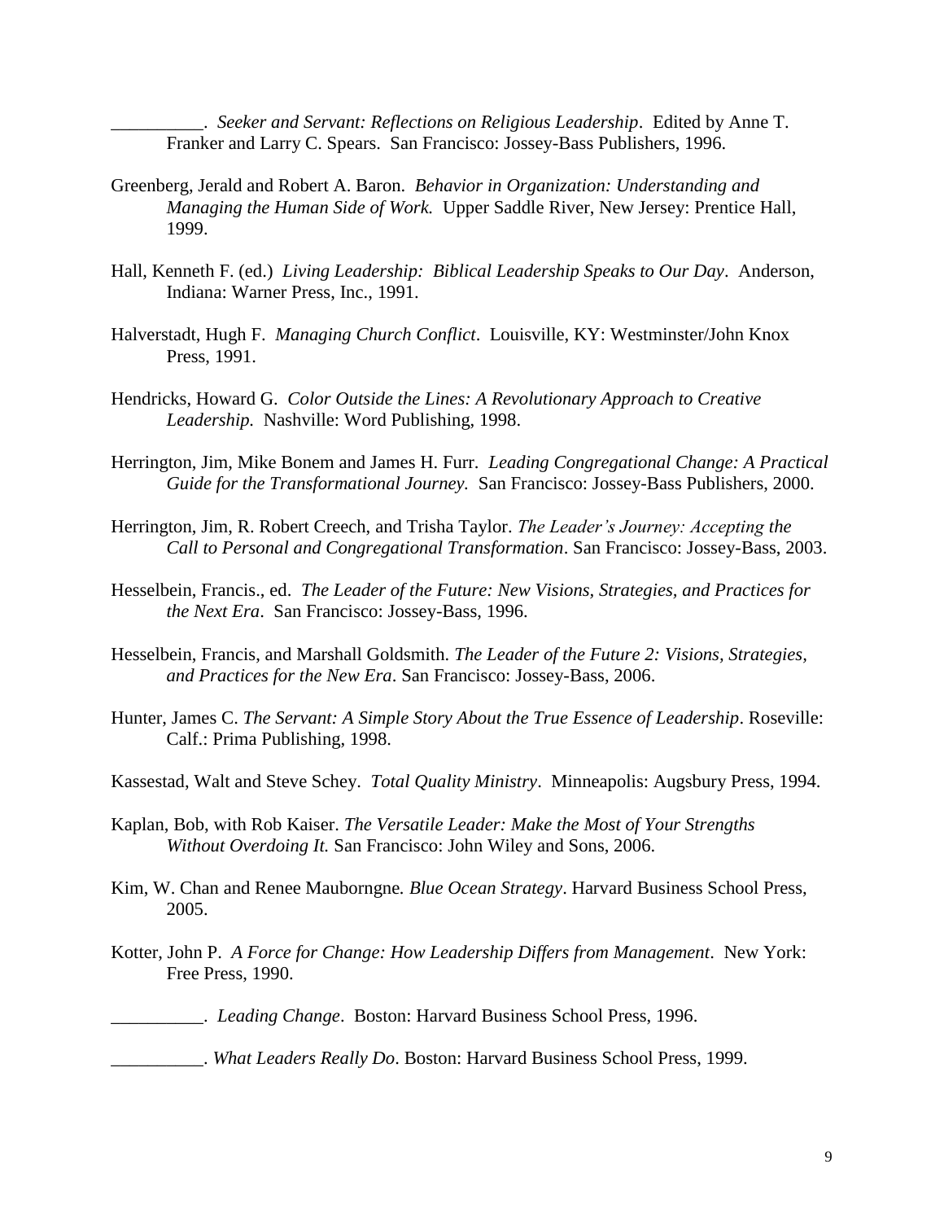__________. *Seeker and Servant: Reflections on Religious Leadership*. Edited by Anne T. Franker and Larry C. Spears. San Francisco: Jossey-Bass Publishers, 1996.

Greenberg, Jerald and Robert A. Baron. *Behavior in Organization: Understanding and Managing the Human Side of Work.* Upper Saddle River, New Jersey: Prentice Hall, 1999.

Hall, Kenneth F. (ed.) *Living Leadership: Biblical Leadership Speaks to Our Day*. Anderson, Indiana: Warner Press, Inc., 1991.

Halverstadt, Hugh F. *Managing Church Conflict*. Louisville, KY: Westminster/John Knox Press, 1991.

Hendricks, Howard G. *Color Outside the Lines: A Revolutionary Approach to Creative Leadership.* Nashville: Word Publishing, 1998.

Herrington, Jim, Mike Bonem and James H. Furr. *Leading Congregational Change: A Practical Guide for the Transformational Journey.* San Francisco: Jossey-Bass Publishers, 2000.

Herrington, Jim, R. Robert Creech, and Trisha Taylor. *The Leader's Journey: Accepting the Call to Personal and Congregational Transformation*. San Francisco: Jossey-Bass, 2003.

Hesselbein, Francis., ed. *The Leader of the Future: New Visions, Strategies, and Practices for the Next Era*. San Francisco: Jossey-Bass, 1996.

Hesselbein, Francis, and Marshall Goldsmith. *The Leader of the Future 2: Visions, Strategies, and Practices for the New Era*. San Francisco: Jossey-Bass, 2006.

Hunter, James C. *The Servant: A Simple Story About the True Essence of Leadership*. Roseville: Calf.: Prima Publishing, 1998.

Kassestad, Walt and Steve Schey. *Total Quality Ministry*. Minneapolis: Augsbury Press, 1994.

Kaplan, Bob, with Rob Kaiser. *The Versatile Leader: Make the Most of Your Strengths Without Overdoing It.* San Francisco: John Wiley and Sons, 2006.

Kim, W. Chan and Renee Mauborngne. *Blue Ocean Strategy*. Harvard Business School Press, 2005.

Kotter, John P. *A Force for Change: How Leadership Differs from Management*. New York: Free Press, 1990.

__________. *Leading Change*. Boston: Harvard Business School Press, 1996.

__________. *What Leaders Really Do*. Boston: Harvard Business School Press, 1999.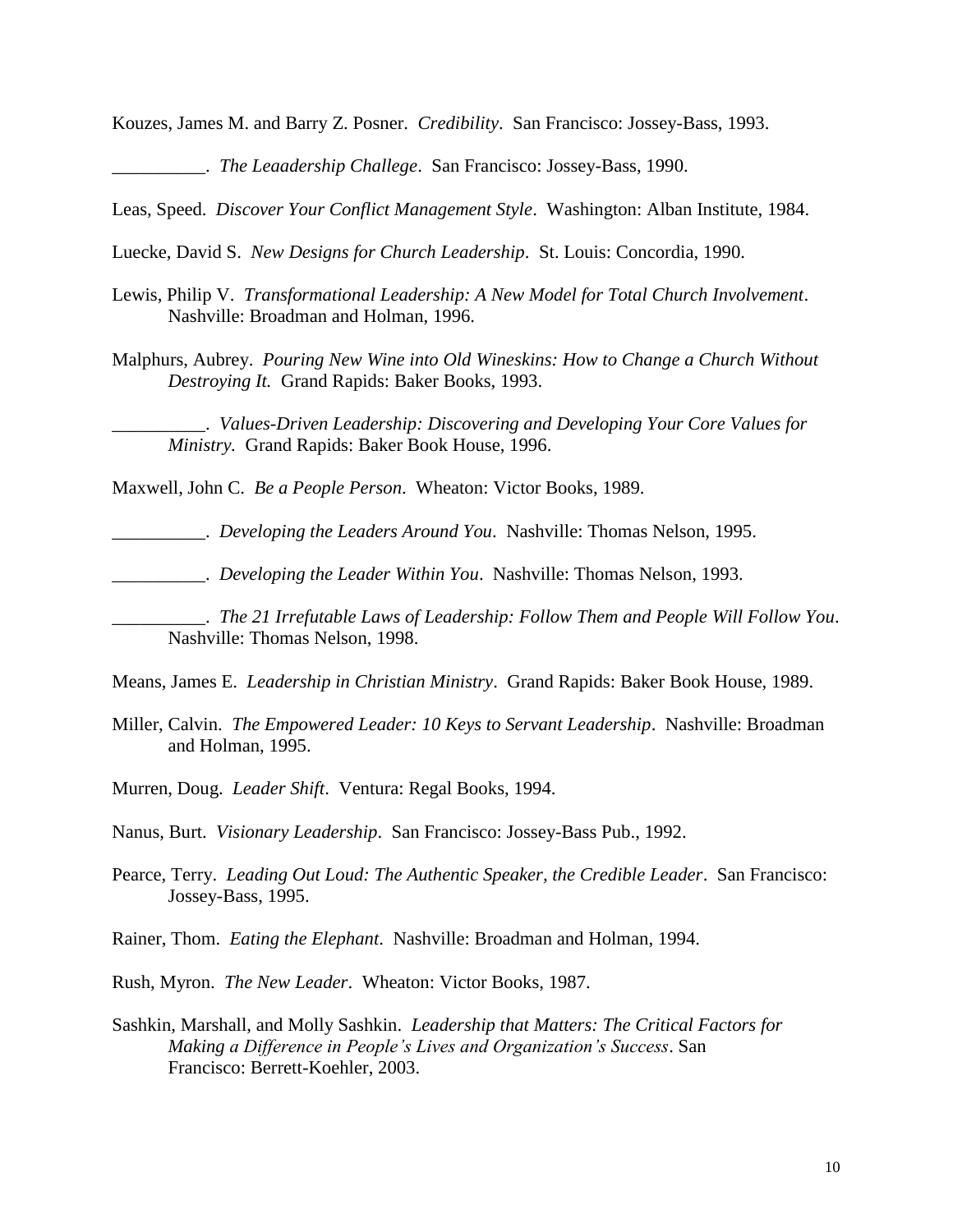Kouzes, James M. and Barry Z. Posner. *Credibility*. San Francisco: Jossey-Bass, 1993.

__________. *The Leaadership Challege*. San Francisco: Jossey-Bass, 1990.

Leas, Speed. *Discover Your Conflict Management Style*. Washington: Alban Institute, 1984.

Luecke, David S. *New Designs for Church Leadership*. St. Louis: Concordia, 1990.

Lewis, Philip V. *Transformational Leadership: A New Model for Total Church Involvement*. Nashville: Broadman and Holman, 1996.

Malphurs, Aubrey. *Pouring New Wine into Old Wineskins: How to Change a Church Without Destroying It.* Grand Rapids: Baker Books, 1993.

__________. *Values-Driven Leadership: Discovering and Developing Your Core Values for Ministry*. Grand Rapids: Baker Book House, 1996.

Maxwell, John C. *Be a People Person*. Wheaton: Victor Books, 1989.

__________. *Developing the Leaders Around You*. Nashville: Thomas Nelson, 1995.

__________. *Developing the Leader Within You*. Nashville: Thomas Nelson, 1993.

__________. *The 21 Irrefutable Laws of Leadership: Follow Them and People Will Follow You*. Nashville: Thomas Nelson, 1998.

Means, James E. *Leadership in Christian Ministry*. Grand Rapids: Baker Book House, 1989.

Miller, Calvin. *The Empowered Leader: 10 Keys to Servant Leadership*. Nashville: Broadman and Holman, 1995.

Murren, Doug. *Leader Shift*. Ventura: Regal Books, 1994.

Nanus, Burt. *Visionary Leadership*. San Francisco: Jossey-Bass Pub., 1992.

Pearce, Terry. *Leading Out Loud: The Authentic Speaker, the Credible Leader*. San Francisco: Jossey-Bass, 1995.

Rainer, Thom. *Eating the Elephant*. Nashville: Broadman and Holman, 1994.

Rush, Myron. *The New Leader*. Wheaton: Victor Books, 1987.

Sashkin, Marshall, and Molly Sashkin. *Leadership that Matters: The Critical Factors for Making a Difference in People's Lives and Organization's Success*. San Francisco: Berrett-Koehler, 2003.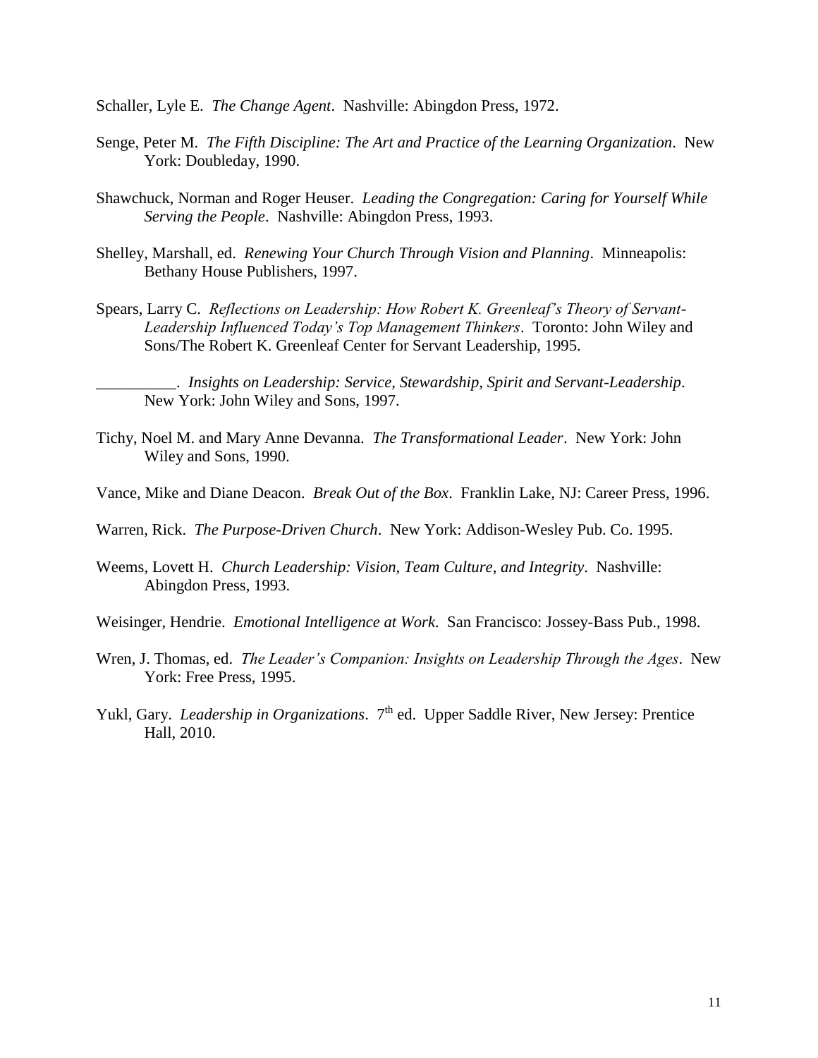Schaller, Lyle E. *The Change Agent*. Nashville: Abingdon Press, 1972.

Senge, Peter M. *The Fifth Discipline: The Art and Practice of the Learning Organization*. New York: Doubleday, 1990.

Shawchuck, Norman and Roger Heuser. *Leading the Congregation: Caring for Yourself While Serving the People*. Nashville: Abingdon Press, 1993.

Shelley, Marshall, ed. *Renewing Your Church Through Vision and Planning*. Minneapolis: Bethany House Publishers, 1997.

Spears, Larry C. *Reflections on Leadership: How Robert K. Greenleaf's Theory of Servant-Leadership Influenced Today's Top Management Thinkers*. Toronto: John Wiley and Sons/The Robert K. Greenleaf Center for Servant Leadership, 1995.

__________. *Insights on Leadership: Service, Stewardship, Spirit and Servant-Leadership*. New York: John Wiley and Sons, 1997.

Tichy, Noel M. and Mary Anne Devanna. *The Transformational Leader*. New York: John Wiley and Sons, 1990.

Vance, Mike and Diane Deacon. *Break Out of the Box*. Franklin Lake, NJ: Career Press, 1996.

Warren, Rick. *The Purpose-Driven Church*. New York: Addison-Wesley Pub. Co. 1995.

Weems, Lovett H. *Church Leadership: Vision, Team Culture, and Integrity*. Nashville: Abingdon Press, 1993.

Weisinger, Hendrie. *Emotional Intelligence at Work.* San Francisco: Jossey-Bass Pub., 1998.

Wren, J. Thomas, ed. *The Leader's Companion: Insights on Leadership Through the Ages*. New York: Free Press, 1995.

Yukl, Gary. *Leadership in Organizations*. 7th ed. Upper Saddle River, New Jersey: Prentice Hall, 2010.